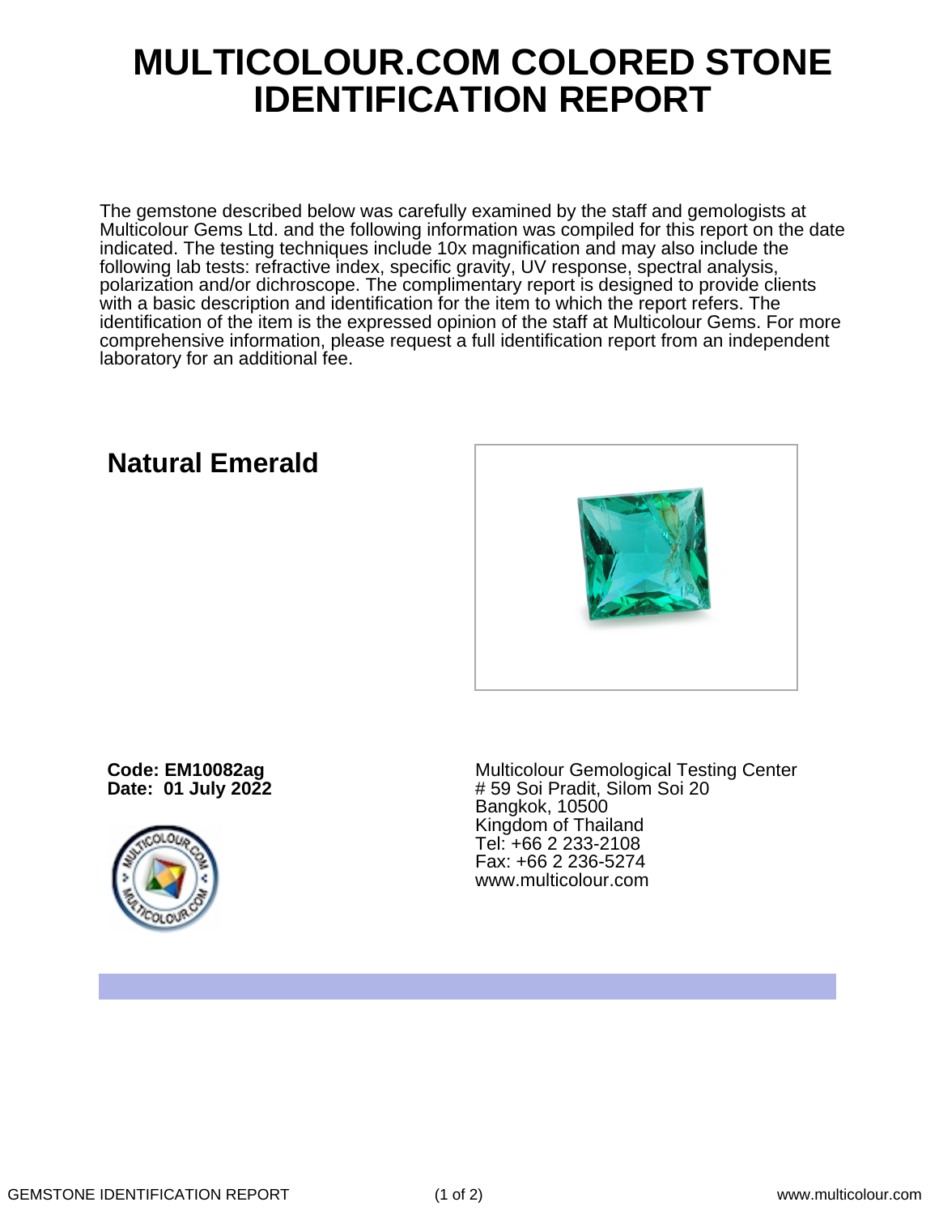# MULTICOLOUR.COM COLORED STONE IDENTIFICATION REPORT

The gemstone described below was carefully examined by the staff and gemologists at Multicolour Gems Ltd. and the following information was compiled for this report on the date indicated. The testing techniques include 10x magnification and may also include the following lab tests: refractive index, specific gravity, UV response, spectral analysis, polarization and/or dichroscope. The complimentary report is designed to provide clients with a basic description and identification for the item to which the report refers. The identification of the item is the expressed opinion of the staff at Multicolour Gems. For more comprehensive information, please request a full identification report from an independent laboratory for an additional fee.

## Natural Emerald

**Code: EM10082ag**
**Date: 01 July 2022**

Multicolour Gemological Testing Center
# 59 Soi Pradit, Silom Soi 20
Bangkok, 10500
Kingdom of Thailand
Tel: +66 2 233-2108
Fax: +66 2 236-5274
www.multicolour.com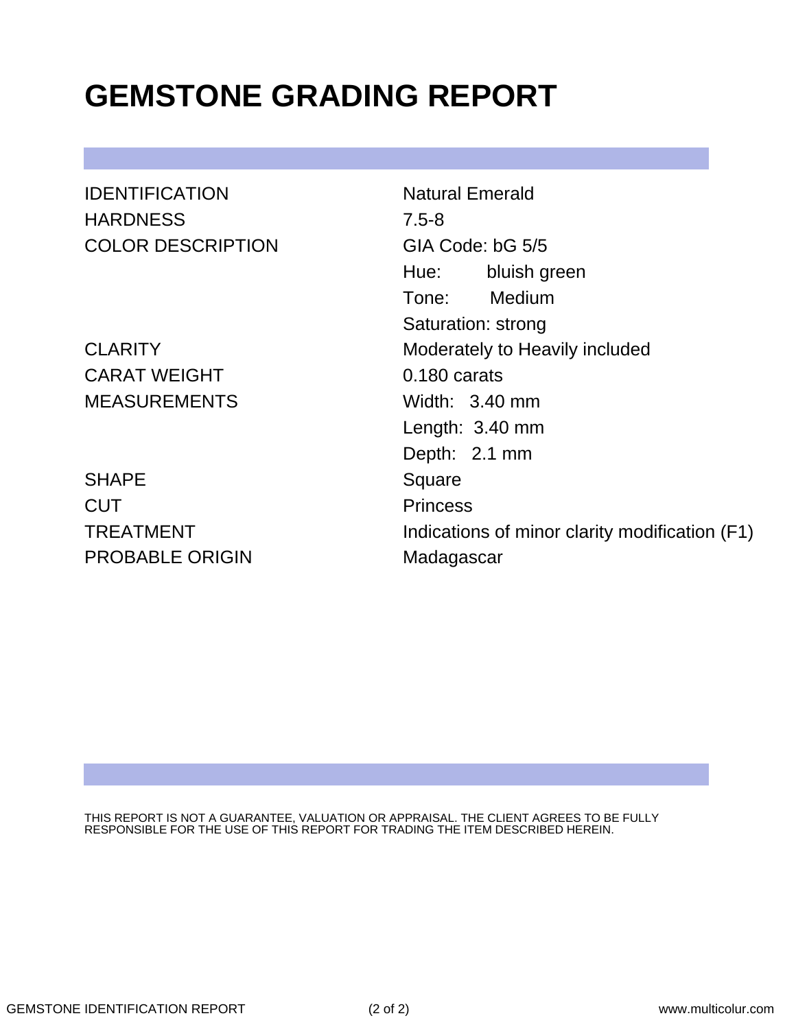# GEMSTONE GRADING REPORT

| | |
|---|---|
| IDENTIFICATION | Natural Emerald |
| HARDNESS | 7.5-8 |
| COLOR DESCRIPTION | GIA Code: bG 5/5 |
| | Hue: bluish green |
| | Tone: Medium |
| | Saturation: strong |
| CLARITY | Moderately to Heavily included |
| CARAT WEIGHT | 0.180 carats |
| MEASUREMENTS | Width: 3.40 mm |
| | Length: 3.40 mm |
| | Depth: 2.1 mm |
| SHAPE | Square |
| CUT | Princess |
| TREATMENT | Indications of minor clarity modification (F1) |
| PROBABLE ORIGIN | Madagascar |

THIS REPORT IS NOT A GUARANTEE, VALUATION OR APPRAISAL. THE CLIENT AGREES TO BE FULLY RESPONSIBLE FOR THE USE OF THIS REPORT FOR TRADING THE ITEM DESCRIBED HEREIN.